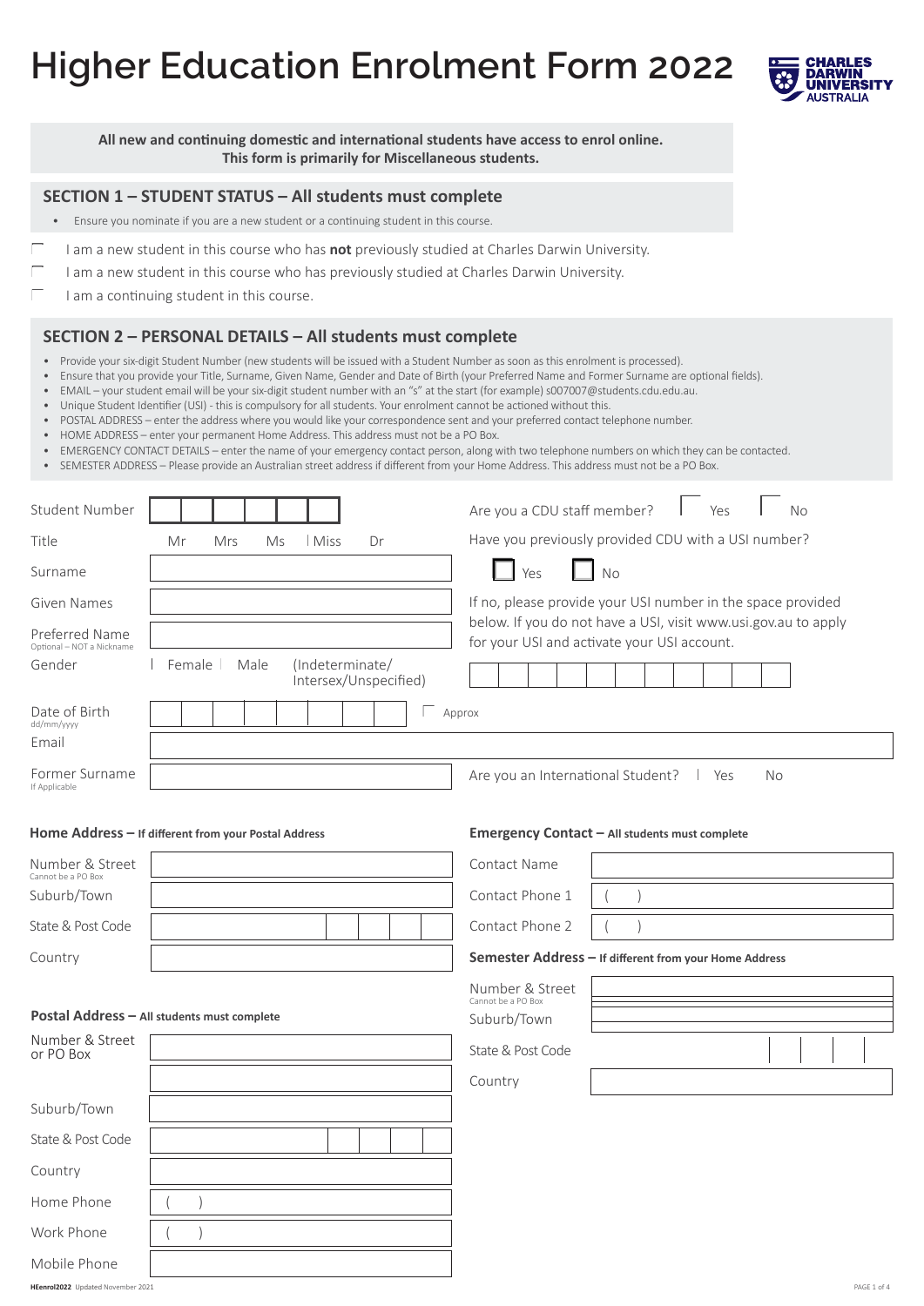# Higher Education Enrolment Form 2022

**All new and continuing domestic and international students have access to enrol online. This form is primarily for Miscellaneous students.**

## SECTION 1 – STUDENT STATUS – All students must complete

- Ensure you nominate if you are a new student or a continuing student in this course.

- ☐ I am a new student in this course who has **not** previously studied at Charles Darwin University.
- ☐ I am a new student in this course who has previously studied at Charles Darwin University.
- ☐ I am a continuing student in this course.

## SECTION 2 – PERSONAL DETAILS – All students must complete

- Provide your six-digit Student Number (new students will be issued with a Student Number as soon as this enrolment is processed).
- Ensure that you provide your Title, Surname, Given Name, Gender and Date of Birth (your Preferred Name and Former Surname are optional fields).
- EMAIL – your student email will be your six-digit student number with an "s" at the start (for example) s007007@students.cdu.edu.au.
- Unique Student Identifier (USI) - this is compulsory for all students. Your enrolment cannot be actioned without this.
- POSTAL ADDRESS – enter the address where you would like your correspondence sent and your preferred contact telephone number.
- HOME ADDRESS – enter your permanent Home Address. This address must not be a PO Box.
- EMERGENCY CONTACT DETAILS – enter the name of your emergency contact person, along with two telephone numbers on which they can be contacted.
- SEMESTER ADDRESS – Please provide an Australian street address if different from your Home Address. This address must not be a PO Box.

Student Number: ☐☐☐☐☐☐

Are you a CDU staff member? ☐ Yes ☐ No

Title: Mr Mrs Ms Miss Dr

Have you previously provided CDU with a USI number? ☐ Yes ☐ No

Surname:

Given Names:

If no, please provide your USI number in the space provided below. If you do not have a USI, visit www.usi.gov.au to apply for your USI and activate your USI account.

Preferred Name (Optional – NOT a Nickname):

Gender: Female Male (Indeterminate/ Intersex/Unspecified)

USI: ☐☐☐☐☐☐☐☐☐☐

Date of Birth (dd/mm/yyyy): ☐☐/☐☐/☐☐☐☐ ☐ Approx

Email:

Former Surname (If Applicable):

Are you an International Student? Yes No

### Home Address – If different from your Postal Address

Number & Street (Cannot be a PO Box):

Suburb/Town:

State & Post Code:

Country:

### Emergency Contact – All students must complete

Contact Name:

Contact Phone 1: ( )

Contact Phone 2: ( )

### Semester Address – If different from your Home Address

Number & Street (Cannot be a PO Box):

Suburb/Town:

State & Post Code:

Country:

### Postal Address – All students must complete

Number & Street or PO Box:

Suburb/Town:

State & Post Code:

Country:

Home Phone: ( )

Work Phone: ( )

Mobile Phone:

HEenrol2022 Updated November 2021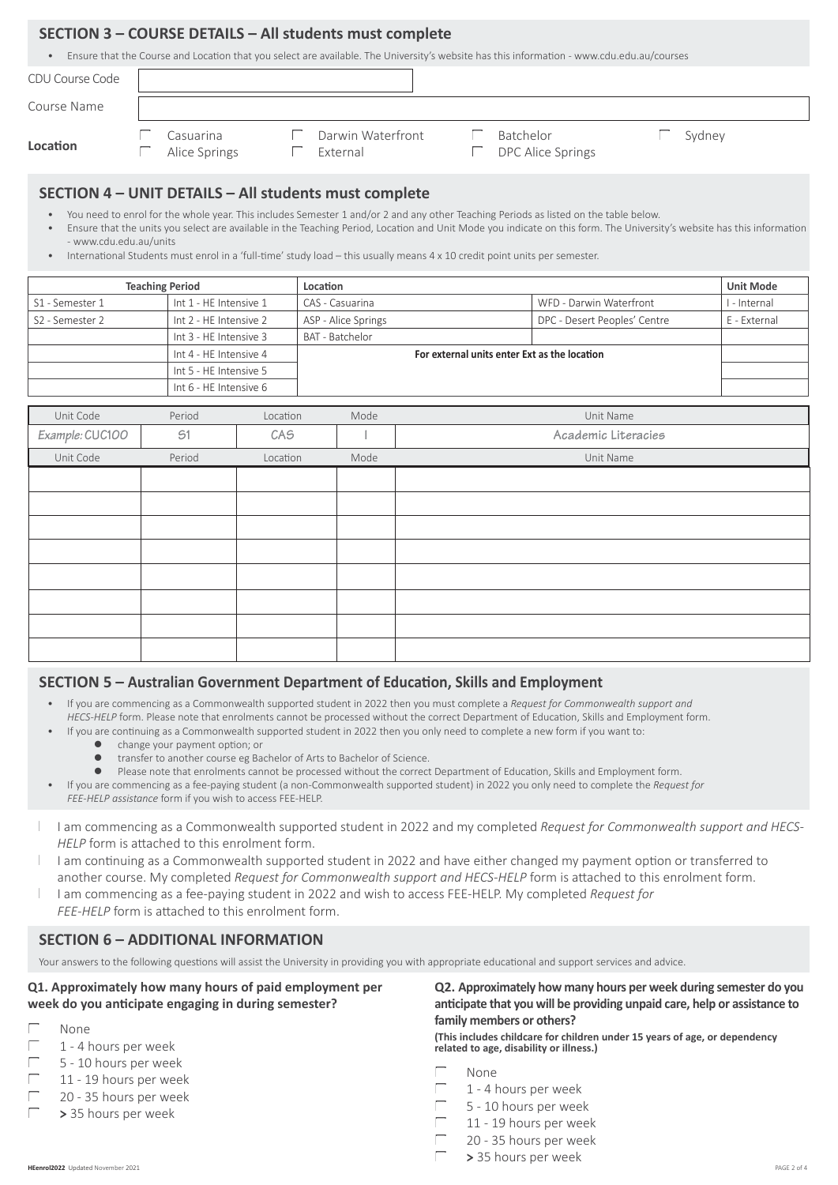## SECTION 3 – COURSE DETAILS – All students must complete

- Ensure that the Course and Location that you select are available. The University's website has this information - www.cdu.edu.au/courses

CDU Course Code

Course Name

**Location**

- ☐ Casuarina
- ☐ Alice Springs
- ☐ Darwin Waterfront
- ☐ External
- ☐ Batchelor
- ☐ DPC Alice Springs
- ☐ Sydney

## SECTION 4 – UNIT DETAILS – All students must complete

- You need to enrol for the whole year. This includes Semester 1 and/or 2 and any other Teaching Periods as listed on the table below.
- Ensure that the units you select are available in the Teaching Period, Location and Unit Mode you indicate on this form. The University's website has this information - www.cdu.edu.au/units
- International Students must enrol in a 'full-time' study load – this usually means 4 x 10 credit point units per semester.

| **Teaching Period** | | **Location** | | **Unit Mode** |
|---|---|---|---|---|
| S1 - Semester 1 | Int 1 - HE Intensive 1 | CAS - Casuarina | WFD - Darwin Waterfront | I - Internal |
| S2 - Semester 2 | Int 2 - HE Intensive 2 | ASP - Alice Springs | DPC - Desert Peoples' Centre | E - External |
| | Int 3 - HE Intensive 3 | BAT - Batchelor | | |
| | Int 4 - HE Intensive 4 | **For external units enter Ext as the location** | | |
| | Int 5 - HE Intensive 5 | | | |
| | Int 6 - HE Intensive 6 | | | |

| Unit Code | Period | Location | Mode | Unit Name |
|---|---|---|---|---|
| *Example: CUC100* | S1 | CAS | I | Academic Literacies |

| Unit Code | Period | Location | Mode | Unit Name |
|---|---|---|---|---|
| | | | | |
| | | | | |
| | | | | |
| | | | | |
| | | | | |
| | | | | |
| | | | | |
| | | | | |

## SECTION 5 – Australian Government Department of Education, Skills and Employment

- If you are commencing as a Commonwealth supported student in 2022 then you must complete a *Request for Commonwealth support and HECS-HELP* form. Please note that enrolments cannot be processed without the correct Department of Education, Skills and Employment form.
- If you are continuing as a Commonwealth supported student in 2022 then you only need to complete a new form if you want to:
  - change your payment option; or
  - transfer to another course eg Bachelor of Arts to Bachelor of Science.
  - Please note that enrolments cannot be processed without the correct Department of Education, Skills and Employment form.
- If you are commencing as a fee-paying student (a non-Commonwealth supported student) in 2022 you only need to complete the *Request for FEE-HELP assistance* form if you wish to access FEE-HELP.

☐ I am commencing as a Commonwealth supported student in 2022 and my completed *Request for Commonwealth support and HECS-HELP* form is attached to this enrolment form.

☐ I am continuing as a Commonwealth supported student in 2022 and have either changed my payment option or transferred to another course. My completed *Request for Commonwealth support and HECS-HELP* form is attached to this enrolment form.

☐ I am commencing as a fee-paying student in 2022 and wish to access FEE-HELP. My completed *Request for FEE-HELP* form is attached to this enrolment form.

## SECTION 6 – ADDITIONAL INFORMATION

Your answers to the following questions will assist the University in providing you with appropriate educational and support services and advice.

**Q1. Approximately how many hours of paid employment per week do you anticipate engaging in during semester?**

- ☐ None
- ☐ 1 - 4 hours per week
- ☐ 5 - 10 hours per week
- ☐ 11 - 19 hours per week
- ☐ 20 - 35 hours per week
- ☐ **>** 35 hours per week

**Q2. Approximately how many hours per week during semester do you anticipate that you will be providing unpaid care, help or assistance to family members or others?**

**(This includes childcare for children under 15 years of age, or dependency related to age, disability or illness.)**

- ☐ None
- ☐ 1 - 4 hours per week
- ☐ 5 - 10 hours per week
- ☐ 11 - 19 hours per week
- ☐ 20 - 35 hours per week
- ☐ **>** 35 hours per week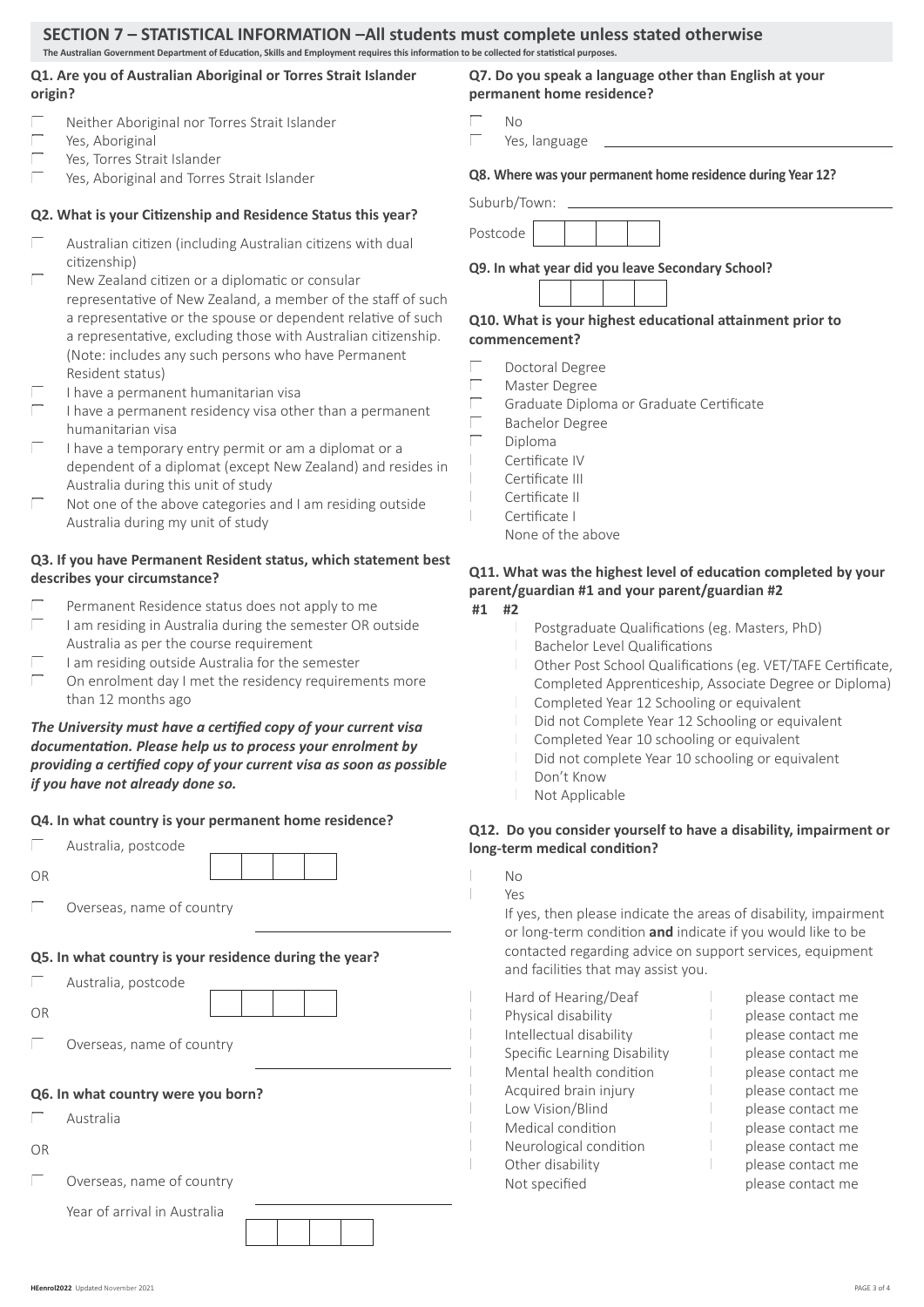## SECTION 7 – STATISTICAL INFORMATION –All students must complete unless stated otherwise

**The Australian Government Department of Education, Skills and Employment requires this information to be collected for statistical purposes.**

### Q1. Are you of Australian Aboriginal or Torres Strait Islander origin?

- ☐ Neither Aboriginal nor Torres Strait Islander
- ☐ Yes, Aboriginal
- ☐ Yes, Torres Strait Islander
- ☐ Yes, Aboriginal and Torres Strait Islander

### Q2. What is your Citizenship and Residence Status this year?

- ☐ Australian citizen (including Australian citizens with dual citizenship)
- ☐ New Zealand citizen or a diplomatic or consular representative of New Zealand, a member of the staff of such a representative or the spouse or dependent relative of such a representative, excluding those with Australian citizenship. (Note: includes any such persons who have Permanent Resident status)
- ☐ I have a permanent humanitarian visa
- ☐ I have a permanent residency visa other than a permanent humanitarian visa
- ☐ I have a temporary entry permit or am a diplomat or a dependent of a diplomat (except New Zealand) and resides in Australia during this unit of study
- ☐ Not one of the above categories and I am residing outside Australia during my unit of study

### Q3. If you have Permanent Resident status, which statement best describes your circumstance?

- ☐ Permanent Residence status does not apply to me
- ☐ I am residing in Australia during the semester OR outside Australia as per the course requirement
- ☐ I am residing outside Australia for the semester
- ☐ On enrolment day I met the residency requirements more than 12 months ago

***The University must have a certified copy of your current visa documentation. Please help us to process your enrolment by providing a certified copy of your current visa as soon as possible if you have not already done so.***

### Q4. In what country is your permanent home residence?

- ☐ Australia, postcode ☐☐☐☐

OR

- ☐ Overseas, name of country ______________________

### Q5. In what country is your residence during the year?

- ☐ Australia, postcode ☐☐☐☐

OR

- ☐ Overseas, name of country ______________________

### Q6. In what country were you born?

- ☐ Australia

OR

- ☐ Overseas, name of country ______________________

  Year of arrival in Australia ☐☐☐☐

### Q7. Do you speak a language other than English at your permanent home residence?

- ☐ No
- ☐ Yes, language ______________________

### Q8. Where was your permanent home residence during Year 12?

Suburb/Town: ______________________

Postcode ☐☐☐☐

### Q9. In what year did you leave Secondary School?

☐☐☐☐

### Q10. What is your highest educational attainment prior to commencement?

- ☐ Doctoral Degree
- ☐ Master Degree
- ☐ Graduate Diploma or Graduate Certificate
- ☐ Bachelor Degree
- ☐ Diploma
- ☐ Certificate IV
- ☐ Certificate III
- ☐ Certificate II
- ☐ Certificate I
- ☐ None of the above

### Q11. What was the highest level of education completed by your parent/guardian #1 and your parent/guardian #2

| #1 | #2 | |
|---|---|---|
| ☐ | ☐ | Postgraduate Qualifications (eg. Masters, PhD) |
| ☐ | ☐ | Bachelor Level Qualifications |
| ☐ | ☐ | Other Post School Qualifications (eg. VET/TAFE Certificate, Completed Apprenticeship, Associate Degree or Diploma) |
| ☐ | ☐ | Completed Year 12 Schooling or equivalent |
| ☐ | ☐ | Did not Complete Year 12 Schooling or equivalent |
| ☐ | ☐ | Completed Year 10 schooling or equivalent |
| ☐ | ☐ | Did not complete Year 10 schooling or equivalent |
| ☐ | ☐ | Don't Know |
| ☐ | ☐ | Not Applicable |

### Q12. Do you consider yourself to have a disability, impairment or long-term medical condition?

- ☐ No
- ☐ Yes

If yes, then please indicate the areas of disability, impairment or long-term condition **and** indicate if you would like to be contacted regarding advice on support services, equipment and facilities that may assist you.

| Area | |
|---|---|
| ☐ Hard of Hearing/Deaf | ☐ please contact me |
| ☐ Physical disability | ☐ please contact me |
| ☐ Intellectual disability | ☐ please contact me |
| ☐ Specific Learning Disability | ☐ please contact me |
| ☐ Mental health condition | ☐ please contact me |
| ☐ Acquired brain injury | ☐ please contact me |
| ☐ Low Vision/Blind | ☐ please contact me |
| ☐ Medical condition | ☐ please contact me |
| ☐ Neurological condition | ☐ please contact me |
| ☐ Other disability | ☐ please contact me |
| ☐ Not specified | ☐ please contact me |

HEenrol2022 Updated November 2021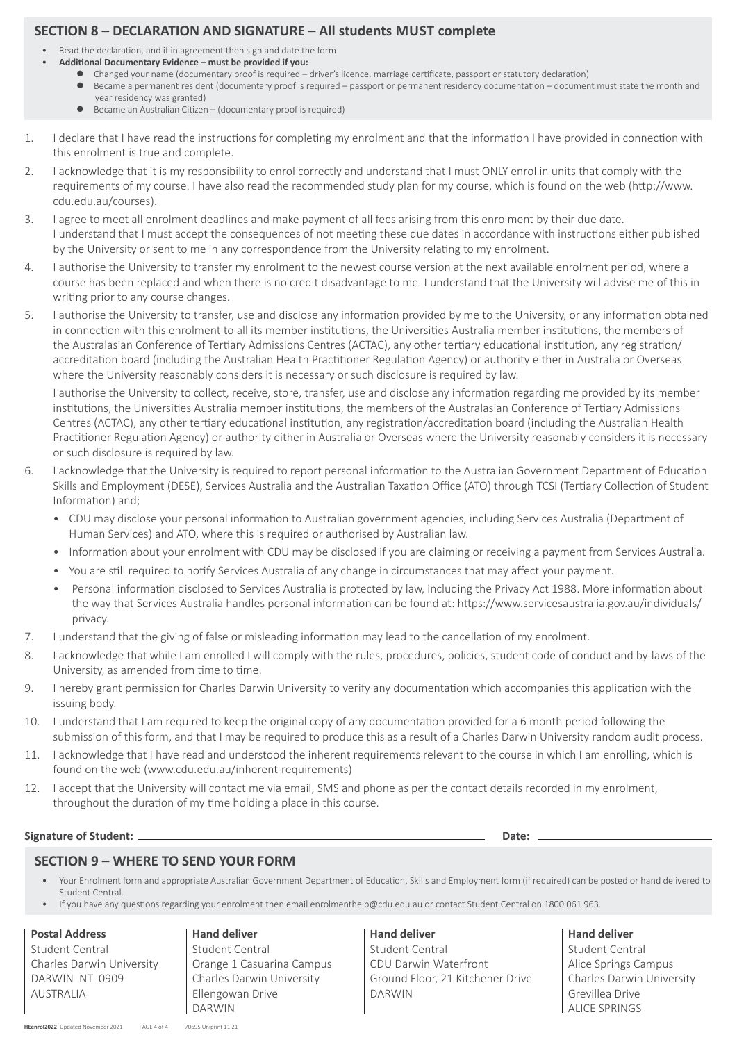## SECTION 8 – DECLARATION AND SIGNATURE – All students MUST complete

- Read the declaration, and if in agreement then sign and date the form
- **Additional Documentary Evidence – must be provided if you:**
  - Changed your name (documentary proof is required – driver's licence, marriage certificate, passport or statutory declaration)
  - Became a permanent resident (documentary proof is required – passport or permanent residency documentation – document must state the month and year residency was granted)
  - Became an Australian Citizen – (documentary proof is required)

1. I declare that I have read the instructions for completing my enrolment and that the information I have provided in connection with this enrolment is true and complete.
2. I acknowledge that it is my responsibility to enrol correctly and understand that I must ONLY enrol in units that comply with the requirements of my course. I have also read the recommended study plan for my course, which is found on the web (http://www.cdu.edu.au/courses).
3. I agree to meet all enrolment deadlines and make payment of all fees arising from this enrolment by their due date. I understand that I must accept the consequences of not meeting these due dates in accordance with instructions either published by the University or sent to me in any correspondence from the University relating to my enrolment.
4. I authorise the University to transfer my enrolment to the newest course version at the next available enrolment period, where a course has been replaced and when there is no credit disadvantage to me. I understand that the University will advise me of this in writing prior to any course changes.
5. I authorise the University to transfer, use and disclose any information provided by me to the University, or any information obtained in connection with this enrolment to all its member institutions, the Universities Australia member institutions, the members of the Australasian Conference of Tertiary Admissions Centres (ACTAC), any other tertiary educational institution, any registration/accreditation board (including the Australian Health Practitioner Regulation Agency) or authority either in Australia or Overseas where the University reasonably considers it is necessary or such disclosure is required by law.

   I authorise the University to collect, receive, store, transfer, use and disclose any information regarding me provided by its member institutions, the Universities Australia member institutions, the members of the Australasian Conference of Tertiary Admissions Centres (ACTAC), any other tertiary educational institution, any registration/accreditation board (including the Australian Health Practitioner Regulation Agency) or authority either in Australia or Overseas where the University reasonably considers it is necessary or such disclosure is required by law.
6. I acknowledge that the University is required to report personal information to the Australian Government Department of Education Skills and Employment (DESE), Services Australia and the Australian Taxation Office (ATO) through TCSI (Tertiary Collection of Student Information) and;
   - CDU may disclose your personal information to Australian government agencies, including Services Australia (Department of Human Services) and ATO, where this is required or authorised by Australian law.
   - Information about your enrolment with CDU may be disclosed if you are claiming or receiving a payment from Services Australia.
   - You are still required to notify Services Australia of any change in circumstances that may affect your payment.
   - Personal information disclosed to Services Australia is protected by law, including the Privacy Act 1988. More information about the way that Services Australia handles personal information can be found at: https://www.servicesaustralia.gov.au/individuals/privacy.
7. I understand that the giving of false or misleading information may lead to the cancellation of my enrolment.
8. I acknowledge that while I am enrolled I will comply with the rules, procedures, policies, student code of conduct and by-laws of the University, as amended from time to time.
9. I hereby grant permission for Charles Darwin University to verify any documentation which accompanies this application with the issuing body.
10. I understand that I am required to keep the original copy of any documentation provided for a 6 month period following the submission of this form, and that I may be required to produce this as a result of a Charles Darwin University random audit process.
11. I acknowledge that I have read and understood the inherent requirements relevant to the course in which I am enrolling, which is found on the web (www.cdu.edu.au/inherent-requirements)
12. I accept that the University will contact me via email, SMS and phone as per the contact details recorded in my enrolment, throughout the duration of my time holding a place in this course.

**Signature of Student:** ______________________________ **Date:** ______________

## SECTION 9 – WHERE TO SEND YOUR FORM

- Your Enrolment form and appropriate Australian Government Department of Education, Skills and Employment form (if required) can be posted or hand delivered to Student Central.
- If you have any questions regarding your enrolment then email enrolmenthelp@cdu.edu.au or contact Student Central on 1800 061 963.

**Postal Address**
Student Central
Charles Darwin University
DARWIN NT 0909
AUSTRALIA

**Hand deliver**
Student Central
Orange 1 Casuarina Campus
Charles Darwin University
Ellengowan Drive
DARWIN

**Hand deliver**
Student Central
CDU Darwin Waterfront
Ground Floor, 21 Kitchener Drive
DARWIN

**Hand deliver**
Student Central
Alice Springs Campus
Charles Darwin University
Grevillea Drive
ALICE SPRINGS

HEenrol2022 Updated November 2021 70695 Uniprint 11.21